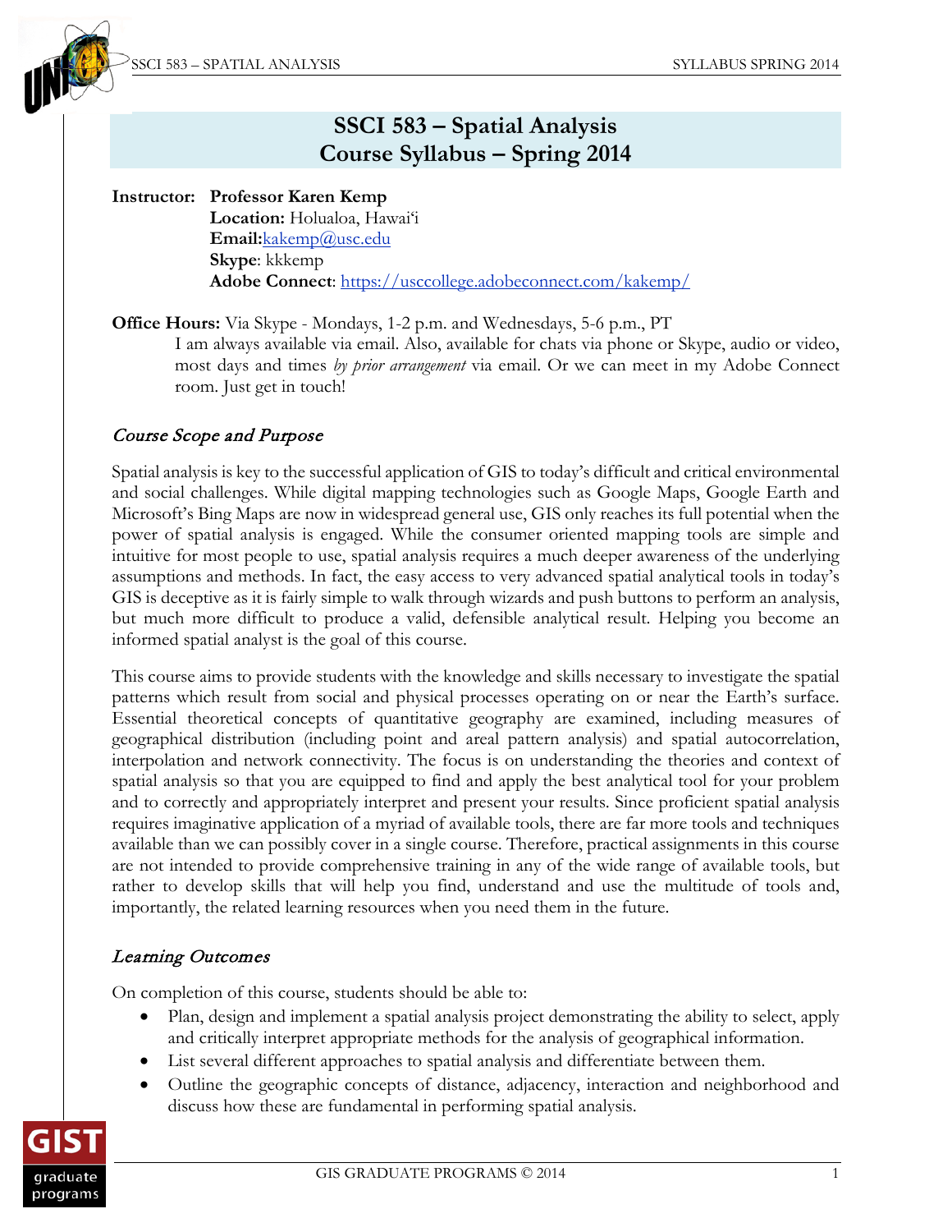# SSCI 583 – Spatial Analysis
# Course Syllabus – Spring 2014

**Instructor:** **Professor Karen Kemp**
**Location:** Holualoa, Hawai'i
**Email:**kakemp@usc.edu
**Skype**: kkkemp
**Adobe Connect**: https://usccollege.adobeconnect.com/kakemp/

**Office Hours:** Via Skype - Mondays, 1-2 p.m. and Wednesdays, 5-6 p.m., PT
I am always available via email. Also, available for chats via phone or Skype, audio or video, most days and times *by prior arrangement* via email. Or we can meet in my Adobe Connect room. Just get in touch!

## *Course Scope and Purpose*

Spatial analysis is key to the successful application of GIS to today's difficult and critical environmental and social challenges. While digital mapping technologies such as Google Maps, Google Earth and Microsoft's Bing Maps are now in widespread general use, GIS only reaches its full potential when the power of spatial analysis is engaged. While the consumer oriented mapping tools are simple and intuitive for most people to use, spatial analysis requires a much deeper awareness of the underlying assumptions and methods. In fact, the easy access to very advanced spatial analytical tools in today's GIS is deceptive as it is fairly simple to walk through wizards and push buttons to perform an analysis, but much more difficult to produce a valid, defensible analytical result. Helping you become an informed spatial analyst is the goal of this course.

This course aims to provide students with the knowledge and skills necessary to investigate the spatial patterns which result from social and physical processes operating on or near the Earth's surface. Essential theoretical concepts of quantitative geography are examined, including measures of geographical distribution (including point and areal pattern analysis) and spatial autocorrelation, interpolation and network connectivity. The focus is on understanding the theories and context of spatial analysis so that you are equipped to find and apply the best analytical tool for your problem and to correctly and appropriately interpret and present your results. Since proficient spatial analysis requires imaginative application of a myriad of available tools, there are far more tools and techniques available than we can possibly cover in a single course. Therefore, practical assignments in this course are not intended to provide comprehensive training in any of the wide range of available tools, but rather to develop skills that will help you find, understand and use the multitude of tools and, importantly, the related learning resources when you need them in the future.

## *Learning Outcomes*

On completion of this course, students should be able to:

- Plan, design and implement a spatial analysis project demonstrating the ability to select, apply and critically interpret appropriate methods for the analysis of geographical information.
- List several different approaches to spatial analysis and differentiate between them.
- Outline the geographic concepts of distance, adjacency, interaction and neighborhood and discuss how these are fundamental in performing spatial analysis.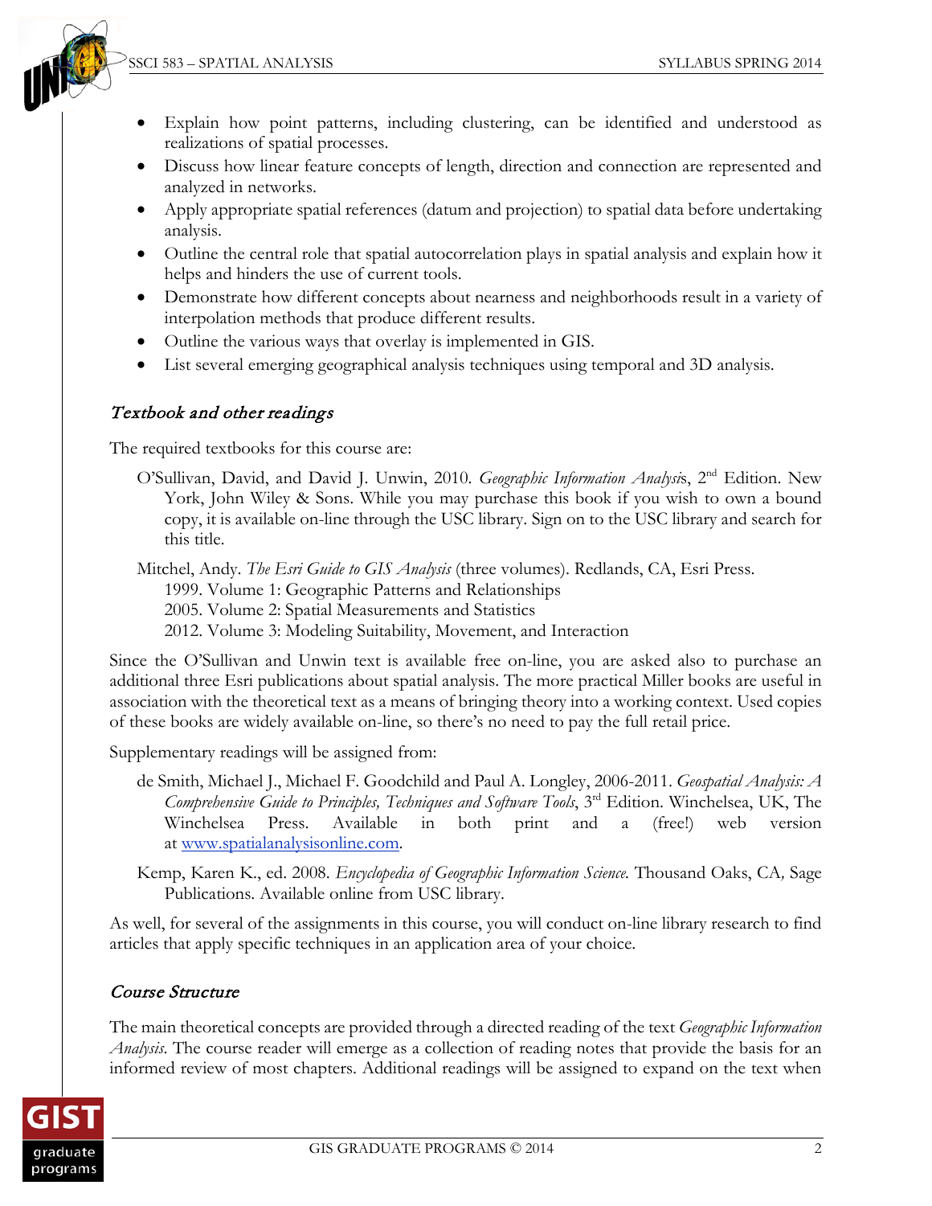- Explain how point patterns, including clustering, can be identified and understood as realizations of spatial processes.
- Discuss how linear feature concepts of length, direction and connection are represented and analyzed in networks.
- Apply appropriate spatial references (datum and projection) to spatial data before undertaking analysis.
- Outline the central role that spatial autocorrelation plays in spatial analysis and explain how it helps and hinders the use of current tools.
- Demonstrate how different concepts about nearness and neighborhoods result in a variety of interpolation methods that produce different results.
- Outline the various ways that overlay is implemented in GIS.
- List several emerging geographical analysis techniques using temporal and 3D analysis.

### *Textbook and other readings*

The required textbooks for this course are:

O'Sullivan, David, and David J. Unwin, 2010. *Geographic Information Analysis*, 2nd Edition. New York, John Wiley & Sons. While you may purchase this book if you wish to own a bound copy, it is available on-line through the USC library. Sign on to the USC library and search for this title.

Mitchel, Andy. *The Esri Guide to GIS Analysis* (three volumes). Redlands, CA, Esri Press.
1999. Volume 1: Geographic Patterns and Relationships
2005. Volume 2: Spatial Measurements and Statistics
2012. Volume 3: Modeling Suitability, Movement, and Interaction

Since the O'Sullivan and Unwin text is available free on-line, you are asked also to purchase an additional three Esri publications about spatial analysis. The more practical Miller books are useful in association with the theoretical text as a means of bringing theory into a working context. Used copies of these books are widely available on-line, so there's no need to pay the full retail price.

Supplementary readings will be assigned from:

de Smith, Michael J., Michael F. Goodchild and Paul A. Longley, 2006-2011. *Geospatial Analysis: A Comprehensive Guide to Principles, Techniques and Software Tools*, 3rd Edition. Winchelsea, UK, The Winchelsea Press. Available in both print and a (free!) web version at www.spatialanalysisonline.com.

Kemp, Karen K., ed. 2008. *Encyclopedia of Geographic Information Science.* Thousand Oaks, CA, Sage Publications. Available online from USC library.

As well, for several of the assignments in this course, you will conduct on-line library research to find articles that apply specific techniques in an application area of your choice.

### *Course Structure*

The main theoretical concepts are provided through a directed reading of the text *Geographic Information Analysis*. The course reader will emerge as a collection of reading notes that provide the basis for an informed review of most chapters. Additional readings will be assigned to expand on the text when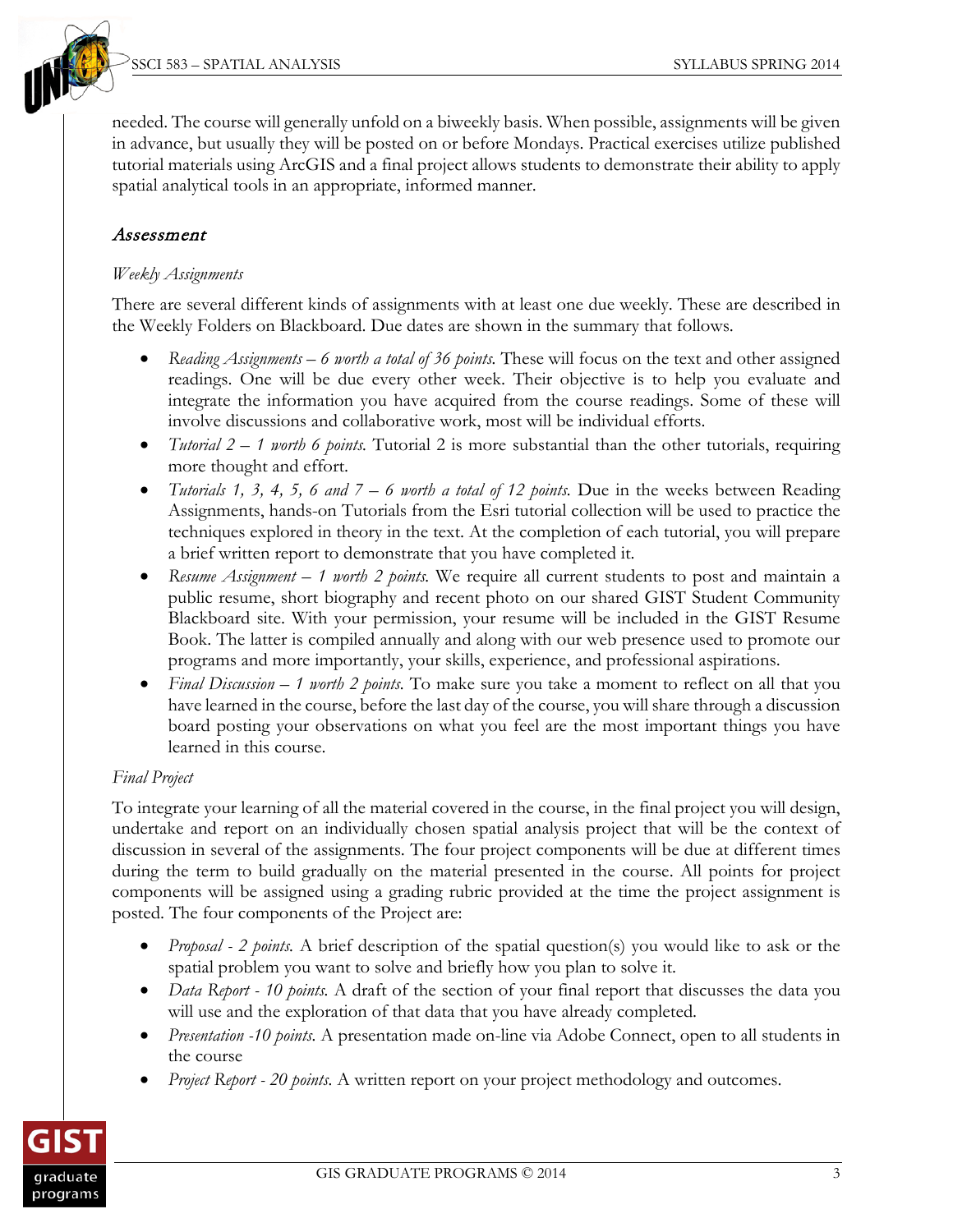needed. The course will generally unfold on a biweekly basis. When possible, assignments will be given in advance, but usually they will be posted on or before Mondays. Practical exercises utilize published tutorial materials using ArcGIS and a final project allows students to demonstrate their ability to apply spatial analytical tools in an appropriate, informed manner.

## *Assessment*

### *Weekly Assignments*

There are several different kinds of assignments with at least one due weekly. These are described in the Weekly Folders on Blackboard. Due dates are shown in the summary that follows.

- *Reading Assignments – 6 worth a total of 36 points.* These will focus on the text and other assigned readings. One will be due every other week. Their objective is to help you evaluate and integrate the information you have acquired from the course readings. Some of these will involve discussions and collaborative work, most will be individual efforts.
- *Tutorial 2 – 1 worth 6 points.* Tutorial 2 is more substantial than the other tutorials, requiring more thought and effort.
- *Tutorials 1, 3, 4, 5, 6 and 7 – 6 worth a total of 12 points.* Due in the weeks between Reading Assignments, hands-on Tutorials from the Esri tutorial collection will be used to practice the techniques explored in theory in the text. At the completion of each tutorial, you will prepare a brief written report to demonstrate that you have completed it.
- *Resume Assignment – 1 worth 2 points.* We require all current students to post and maintain a public resume, short biography and recent photo on our shared GIST Student Community Blackboard site. With your permission, your resume will be included in the GIST Resume Book. The latter is compiled annually and along with our web presence used to promote our programs and more importantly, your skills, experience, and professional aspirations.
- *Final Discussion – 1 worth 2 points.* To make sure you take a moment to reflect on all that you have learned in the course, before the last day of the course, you will share through a discussion board posting your observations on what you feel are the most important things you have learned in this course.

### *Final Project*

To integrate your learning of all the material covered in the course, in the final project you will design, undertake and report on an individually chosen spatial analysis project that will be the context of discussion in several of the assignments. The four project components will be due at different times during the term to build gradually on the material presented in the course. All points for project components will be assigned using a grading rubric provided at the time the project assignment is posted. The four components of the Project are:

- *Proposal - 2 points.* A brief description of the spatial question(s) you would like to ask or the spatial problem you want to solve and briefly how you plan to solve it.
- *Data Report - 10 points.* A draft of the section of your final report that discusses the data you will use and the exploration of that data that you have already completed.
- *Presentation -10 points.* A presentation made on-line via Adobe Connect, open to all students in the course
- *Project Report - 20 points.* A written report on your project methodology and outcomes.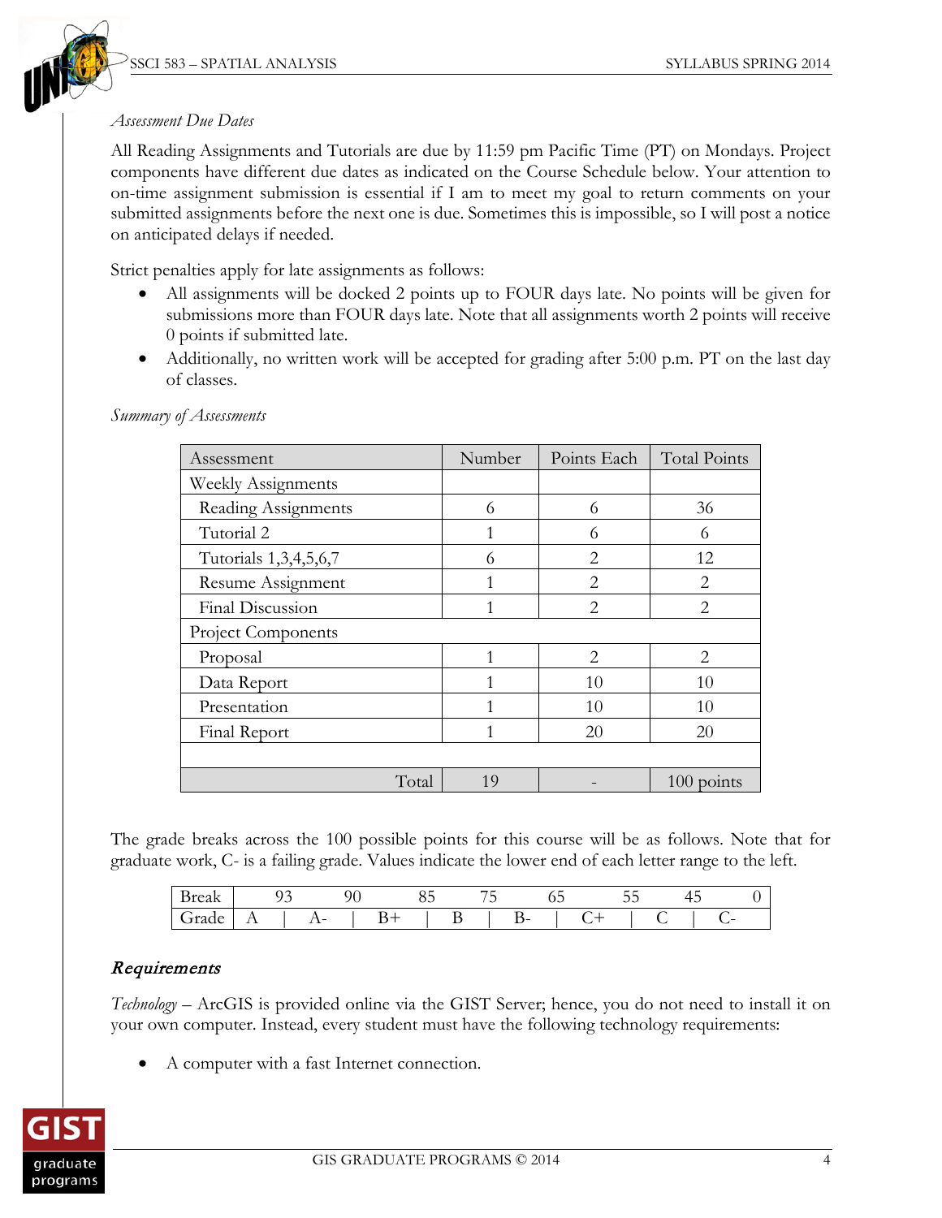*Assessment Due Dates*

All Reading Assignments and Tutorials are due by 11:59 pm Pacific Time (PT) on Mondays. Project components have different due dates as indicated on the Course Schedule below. Your attention to on-time assignment submission is essential if I am to meet my goal to return comments on your submitted assignments before the next one is due. Sometimes this is impossible, so I will post a notice on anticipated delays if needed.

Strict penalties apply for late assignments as follows:

- All assignments will be docked 2 points up to FOUR days late. No points will be given for submissions more than FOUR days late. Note that all assignments worth 2 points will receive 0 points if submitted late.
- Additionally, no written work will be accepted for grading after 5:00 p.m. PT on the last day of classes.

*Summary of Assessments*

| Assessment | Number | Points Each | Total Points |
|---|---|---|---|
| Weekly Assignments | | | |
| Reading Assignments | 6 | 6 | 36 |
| Tutorial 2 | 1 | 6 | 6 |
| Tutorials 1,3,4,5,6,7 | 6 | 2 | 12 |
| Resume Assignment | 1 | 2 | 2 |
| Final Discussion | 1 | 2 | 2 |
| Project Components | | | |
| Proposal | 1 | 2 | 2 |
| Data Report | 1 | 10 | 10 |
| Presentation | 1 | 10 | 10 |
| Final Report | 1 | 20 | 20 |
| | | | |
| Total | 19 | - | 100 points |

The grade breaks across the 100 possible points for this course will be as follows. Note that for graduate work, C- is a failing grade. Values indicate the lower end of each letter range to the left.

| Break | 93 | 90 | 85 | 75 | 65 | 55 | 45 | 0 |
|---|---|---|---|---|---|---|---|---|
| Grade | A | A- | B+ | B | B- | C+ | C | C- |

## *Requirements*

*Technology* – ArcGIS is provided online via the GIST Server; hence, you do not need to install it on your own computer. Instead, every student must have the following technology requirements:

- A computer with a fast Internet connection.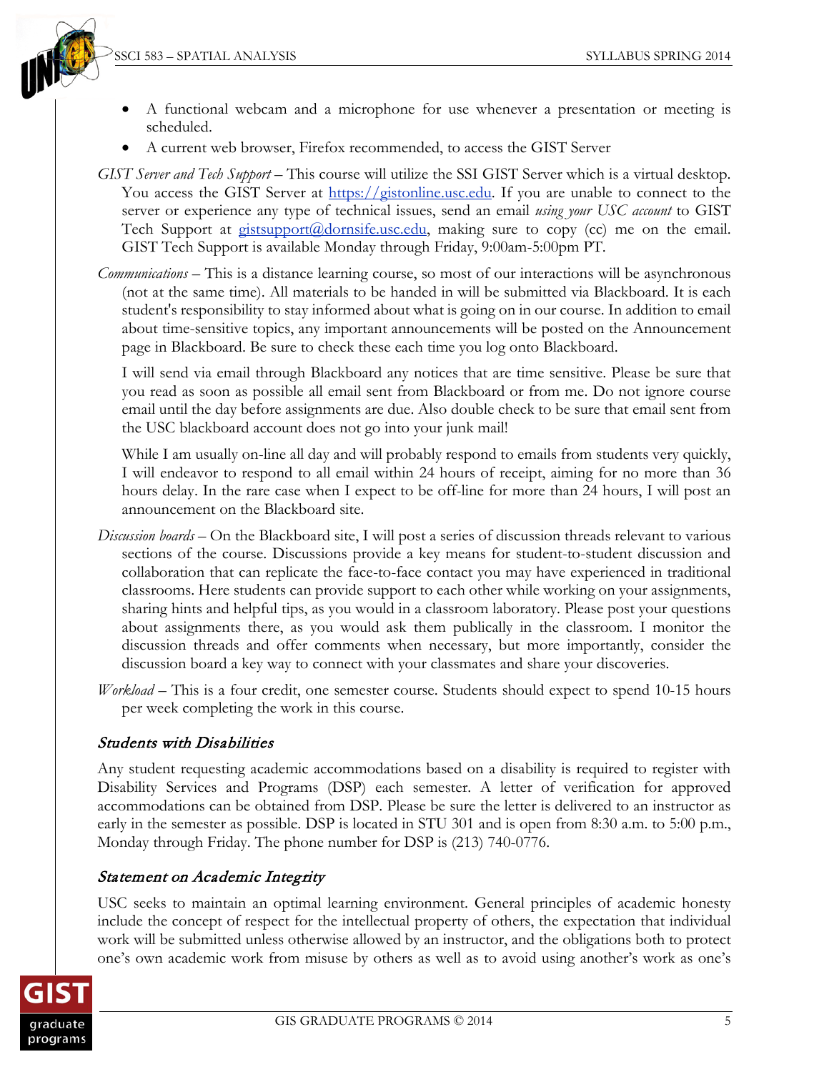- A functional webcam and a microphone for use whenever a presentation or meeting is scheduled.
- A current web browser, Firefox recommended, to access the GIST Server

*GIST Server and Tech Support* – This course will utilize the SSI GIST Server which is a virtual desktop. You access the GIST Server at https://gistonline.usc.edu. If you are unable to connect to the server or experience any type of technical issues, send an email *using your USC account* to GIST Tech Support at gistsupport@dornsife.usc.edu, making sure to copy (cc) me on the email. GIST Tech Support is available Monday through Friday, 9:00am-5:00pm PT.

*Communications* – This is a distance learning course, so most of our interactions will be asynchronous (not at the same time). All materials to be handed in will be submitted via Blackboard. It is each student's responsibility to stay informed about what is going on in our course. In addition to email about time-sensitive topics, any important announcements will be posted on the Announcement page in Blackboard. Be sure to check these each time you log onto Blackboard.

I will send via email through Blackboard any notices that are time sensitive. Please be sure that you read as soon as possible all email sent from Blackboard or from me. Do not ignore course email until the day before assignments are due. Also double check to be sure that email sent from the USC blackboard account does not go into your junk mail!

While I am usually on-line all day and will probably respond to emails from students very quickly, I will endeavor to respond to all email within 24 hours of receipt, aiming for no more than 36 hours delay. In the rare case when I expect to be off-line for more than 24 hours, I will post an announcement on the Blackboard site.

*Discussion boards* – On the Blackboard site, I will post a series of discussion threads relevant to various sections of the course. Discussions provide a key means for student-to-student discussion and collaboration that can replicate the face-to-face contact you may have experienced in traditional classrooms. Here students can provide support to each other while working on your assignments, sharing hints and helpful tips, as you would in a classroom laboratory. Please post your questions about assignments there, as you would ask them publically in the classroom. I monitor the discussion threads and offer comments when necessary, but more importantly, consider the discussion board a key way to connect with your classmates and share your discoveries.

*Workload* – This is a four credit, one semester course. Students should expect to spend 10-15 hours per week completing the work in this course.

### *Students with Disabilities*

Any student requesting academic accommodations based on a disability is required to register with Disability Services and Programs (DSP) each semester. A letter of verification for approved accommodations can be obtained from DSP. Please be sure the letter is delivered to an instructor as early in the semester as possible. DSP is located in STU 301 and is open from 8:30 a.m. to 5:00 p.m., Monday through Friday. The phone number for DSP is (213) 740-0776.

### *Statement on Academic Integrity*

USC seeks to maintain an optimal learning environment. General principles of academic honesty include the concept of respect for the intellectual property of others, the expectation that individual work will be submitted unless otherwise allowed by an instructor, and the obligations both to protect one's own academic work from misuse by others as well as to avoid using another's work as one's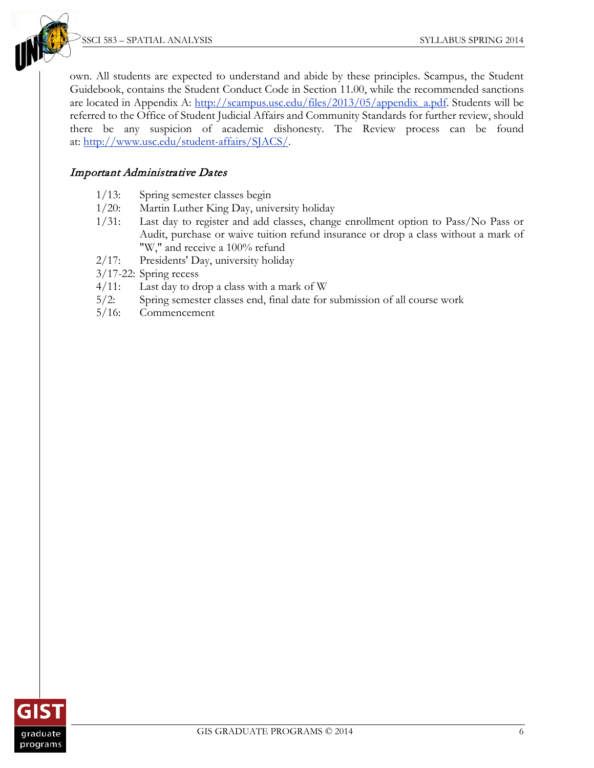own. All students are expected to understand and abide by these principles. Scampus, the Student Guidebook, contains the Student Conduct Code in Section 11.00, while the recommended sanctions are located in Appendix A: http://scampus.usc.edu/files/2013/05/appendix_a.pdf. Students will be referred to the Office of Student Judicial Affairs and Community Standards for further review, should there be any suspicion of academic dishonesty. The Review process can be found at: http://www.usc.edu/student-affairs/SJACS/.

### *Important Administrative Dates*

- 1/13: Spring semester classes begin
- 1/20: Martin Luther King Day, university holiday
- 1/31: Last day to register and add classes, change enrollment option to Pass/No Pass or Audit, purchase or waive tuition refund insurance or drop a class without a mark of "W," and receive a 100% refund
- 2/17: Presidents' Day, university holiday
- 3/17-22: Spring recess
- 4/11: Last day to drop a class with a mark of W
- 5/2: Spring semester classes end, final date for submission of all course work
- 5/16: Commencement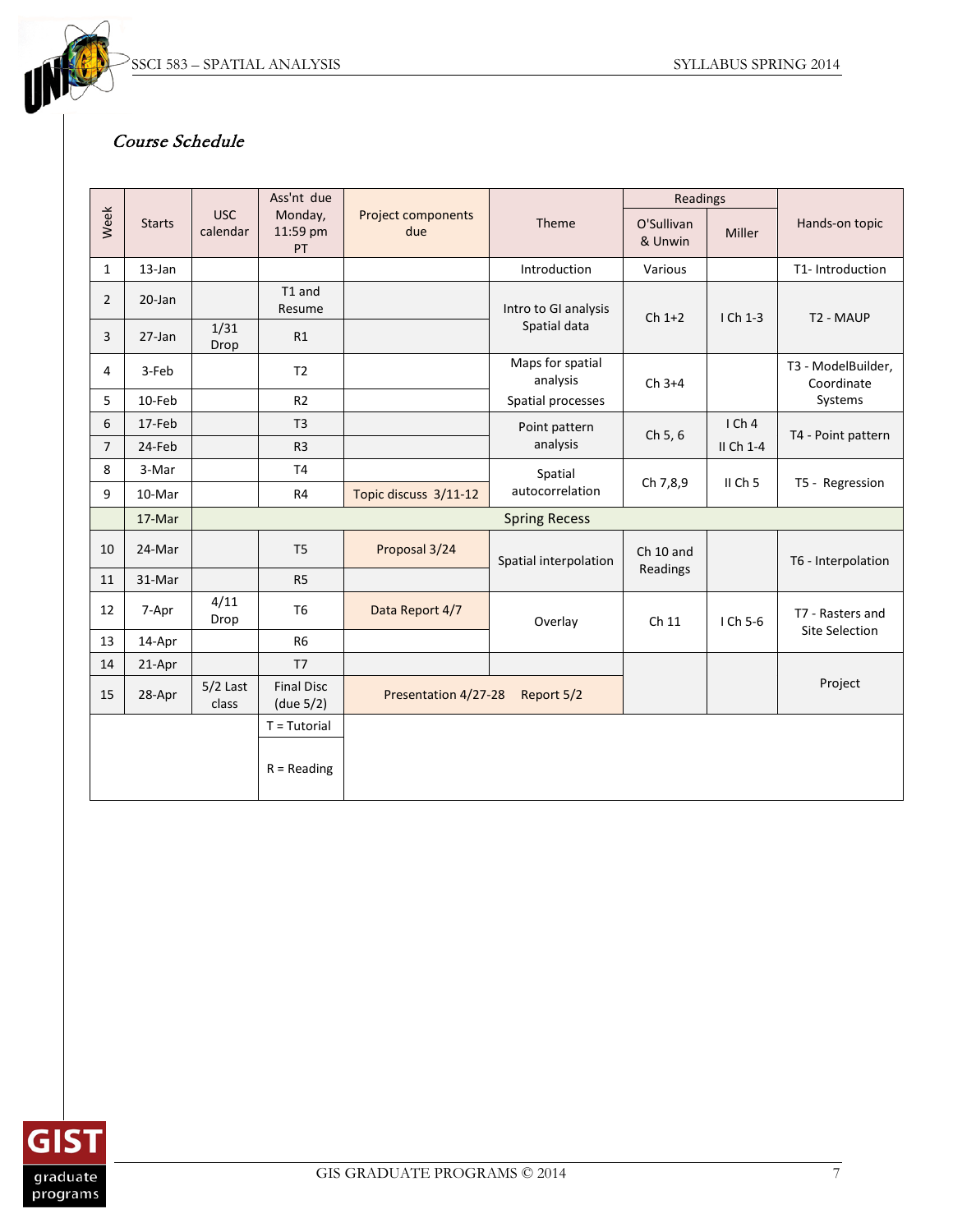## *Course Schedule*

| Week | Starts | USC calendar | Ass'nt due Monday, 11:59 pm PT | Project components due | Theme | Readings | | Hands-on topic |
|---|---|---|---|---|---|---|---|---|
| | | | | | | O'Sullivan & Unwin | Miller | |
| 1 | 13-Jan | | | | Introduction | Various | | T1- Introduction |
| 2 | 20-Jan | | T1 and Resume | | Intro to GI analysis Spatial data | Ch 1+2 | I Ch 1-3 | T2 - MAUP |
| 3 | 27-Jan | 1/31 Drop | R1 | | | | | |
| 4 | 3-Feb | | T2 | | Maps for spatial analysis | Ch 3+4 | | T3 - ModelBuilder, Coordinate Systems |
| 5 | 10-Feb | | R2 | | Spatial processes | | | |
| 6 | 17-Feb | | T3 | | Point pattern analysis | Ch 5, 6 | I Ch 4 | T4 - Point pattern |
| 7 | 24-Feb | | R3 | | | | II Ch 1-4 | |
| 8 | 3-Mar | | T4 | | Spatial autocorrelation | Ch 7,8,9 | II Ch 5 | T5 - Regression |
| 9 | 10-Mar | | R4 | Topic discuss 3/11-12 | | | | |
| | 17-Mar | Spring Recess | | | | | | |
| 10 | 24-Mar | | T5 | Proposal 3/24 | Spatial interpolation | Ch 10 and Readings | | T6 - Interpolation |
| 11 | 31-Mar | | R5 | | | | | |
| 12 | 7-Apr | 4/11 Drop | T6 | Data Report 4/7 | Overlay | Ch 11 | I Ch 5-6 | T7 - Rasters and Site Selection |
| 13 | 14-Apr | | R6 | | | | | |
| 14 | 21-Apr | | T7 | | | | | Project |
| 15 | 28-Apr | 5/2 Last class | Final Disc (due 5/2) | Presentation 4/27-28 | Report 5/2 | | | |
| | | | T = Tutorial | | | | | |
| | | | R = Reading | | | | | |